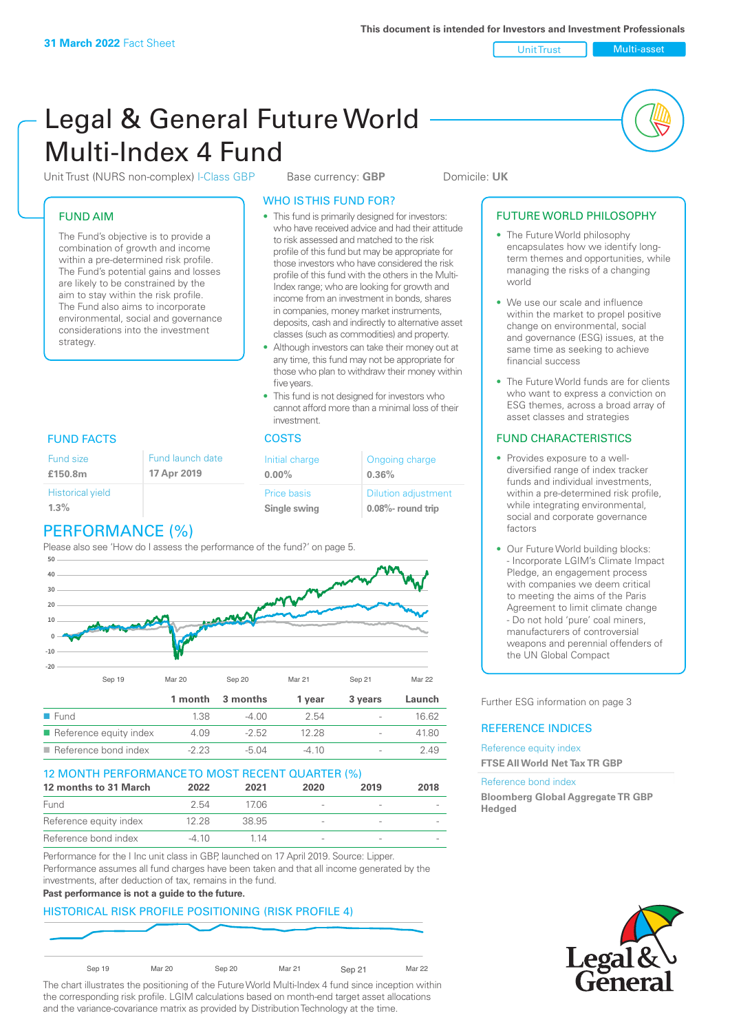**31 March 2022** Fact Sheet

This document is intended for Investors and Investment Professionals

Unit Trust | Multi-asset

# Legal & General Future World Multi-Index 4 Fund

Unit Trust (NURS non-complex) I-Class GBP    Base currency: **GBP**    Domicile: **UK**

## FUND AIM

The Fund's objective is to provide a combination of growth and income within a pre-determined risk profile. The Fund's potential gains and losses are likely to be constrained by the aim to stay within the risk profile. The Fund also aims to incorporate environmental, social and governance considerations into the investment strategy.

## WHO IS THIS FUND FOR?

- This fund is primarily designed for investors: who have received advice and had their attitude to risk assessed and matched to the risk profile of this fund but may be appropriate for those investors who have considered the risk profile of this fund with the others in the Multi-Index range; who are looking for growth and income from an investment in bonds, shares in companies, money market instruments, deposits, cash and indirectly to alternative asset classes (such as commodities) and property.
- Although investors can take their money out at any time, this fund may not be appropriate for those who plan to withdraw their money within five years.
- This fund is not designed for investors who cannot afford more than a minimal loss of their investment.

## FUND FACTS

| Fund size | Fund launch date |
|---|---|
| **£150.8m** | **17 Apr 2019** |
| Historical yield | |
| **1.3%** | |

## COSTS

| Initial charge | Ongoing charge |
|---|---|
| **0.00%** | **0.36%** |
| Price basis | Dilution adjustment |
| **Single swing** | **0.08%- round trip** |

## PERFORMANCE (%)

Please also see 'How do I assess the performance of the fund?' on page 5.

| | 1 month | 3 months | 1 year | 3 years | Launch |
|---|---|---|---|---|---|
| Fund | 1.38 | -4.00 | 2.54 | - | 16.62 |
| Reference equity index | 4.09 | -2.52 | 12.28 | - | 41.80 |
| Reference bond index | -2.23 | -5.04 | -4.10 | - | 2.49 |

## 12 MONTH PERFORMANCE TO MOST RECENT QUARTER (%)

| 12 months to 31 March | 2022 | 2021 | 2020 | 2019 | 2018 |
|---|---|---|---|---|---|
| Fund | 2.54 | 17.06 | - | - | - |
| Reference equity index | 12.28 | 38.95 | - | - | - |
| Reference bond index | -4.10 | 1.14 | - | - | - |

Performance for the I Inc unit class in GBP, launched on 17 April 2019. Source: Lipper. Performance assumes all fund charges have been taken and that all income generated by the investments, after deduction of tax, remains in the fund.

**Past performance is not a guide to the future.**

## HISTORICAL RISK PROFILE POSITIONING (RISK PROFILE 4)

The chart illustrates the positioning of the Future World Multi-Index 4 fund since inception within the corresponding risk profile. LGIM calculations based on month-end target asset allocations and the variance-covariance matrix as provided by Distribution Technology at the time.

## FUTURE WORLD PHILOSOPHY

- The Future World philosophy encapsulates how we identify long-term themes and opportunities, while managing the risks of a changing world
- We use our scale and influence within the market to propel positive change on environmental, social and governance (ESG) issues, at the same time as seeking to achieve financial success
- The Future World funds are for clients who want to express a conviction on ESG themes, across a broad array of asset classes and strategies

## FUND CHARACTERISTICS

- Provides exposure to a well-diversified range of index tracker funds and individual investments, within a pre-determined risk profile, while integrating environmental, social and corporate governance factors
- Our Future World building blocks:
  - Incorporate LGIM's Climate Impact Pledge, an engagement process with companies we deem critical to meeting the aims of the Paris Agreement to limit climate change
  - Do not hold 'pure' coal miners, manufacturers of controversial weapons and perennial offenders of the UN Global Compact

Further ESG information on page 3

## REFERENCE INDICES

Reference equity index
**FTSE All World Net Tax TR GBP**

Reference bond index
**Bloomberg Global Aggregate TR GBP Hedged**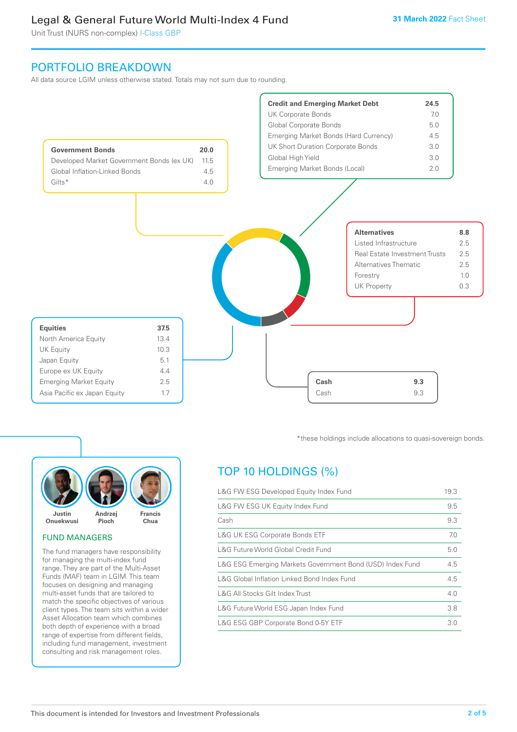## PORTFOLIO BREAKDOWN

All data source LGIM unless otherwise stated. Totals may not sum due to rounding.

| Government Bonds | 20.0 |
|---|---|
| Developed Market Government Bonds (ex UK) | 11.5 |
| Global Inflation-Linked Bonds | 4.5 |
| Gilts* | 4.0 |

| Credit and Emerging Market Debt | 24.5 |
|---|---|
| UK Corporate Bonds | 7.0 |
| Global Corporate Bonds | 5.0 |
| Emerging Market Bonds (Hard Currency) | 4.5 |
| UK Short Duration Corporate Bonds | 3.0 |
| Global High Yield | 3.0 |
| Emerging Market Bonds (Local) | 2.0 |

| Alternatives | 8.8 |
|---|---|
| Listed Infrastructure | 2.5 |
| Real Estate Investment Trusts | 2.5 |
| Alternatives Thematic | 2.5 |
| Forestry | 1.0 |
| UK Property | 0.3 |

| Equities | 37.5 |
|---|---|
| North America Equity | 13.4 |
| UK Equity | 10.3 |
| Japan Equity | 5.1 |
| Europe ex UK Equity | 4.4 |
| Emerging Market Equity | 2.5 |
| Asia Pacific ex Japan Equity | 1.7 |

| Cash | 9.3 |
|---|---|
| Cash | 9.3 |

*these holdings include allocations to quasi-sovereign bonds.

Justin Onuekwusi, Andrzej Pioch, Francis Chua

### FUND MANAGERS

The fund managers have responsibility for managing the multi-index fund range. They are part of the Multi-Asset Funds (MAF) team in LGIM. This team focuses on designing and managing multi-asset funds that are tailored to match the specific objectives of various client types. The team sits within a wider Asset Allocation team which combines both depth of experience with a broad range of expertise from different fields, including fund management, investment consulting and risk management roles.

## TOP 10 HOLDINGS (%)

| Holding | % |
|---|---|
| L&G FW ESG Developed Equity Index Fund | 19.3 |
| L&G FW ESG UK Equity Index Fund | 9.5 |
| Cash | 9.3 |
| L&G UK ESG Corporate Bonds ETF | 7.0 |
| L&G Future World Global Credit Fund | 5.0 |
| L&G ESG Emerging Markets Government Bond (USD) Index Fund | 4.5 |
| L&G Global Inflation Linked Bond Index Fund | 4.5 |
| L&G All Stocks Gilt Index Trust | 4.0 |
| L&G Future World ESG Japan Index Fund | 3.8 |
| L&G ESG GBP Corporate Bond 0-5Y ETF | 3.0 |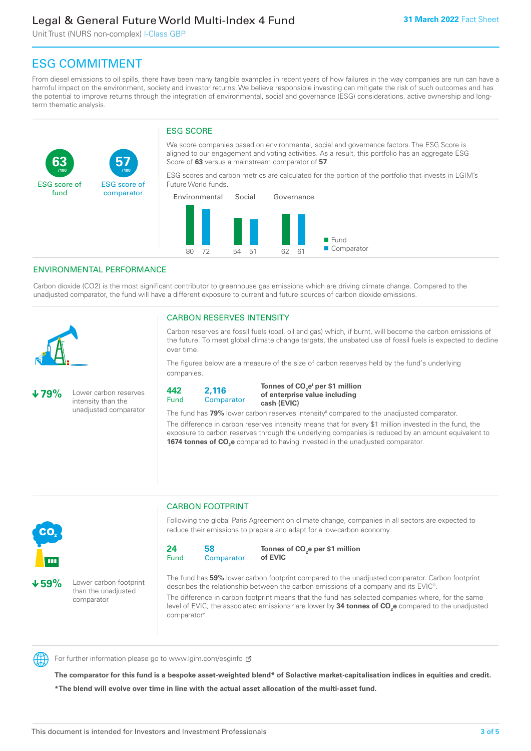Legal & General Future World Multi-Index 4 Fund

Unit Trust (NURS non-complex) I-Class GBP

**31 March 2022** Fact Sheet

## ESG COMMITMENT

From diesel emissions to oil spills, there have been many tangible examples in recent years of how failures in the way companies are run can have a harmful impact on the environment, society and investor returns. We believe responsible investing can mitigate the risk of such outcomes and has the potential to improve returns through the integration of environmental, social and governance (ESG) considerations, active ownership and long-term thematic analysis.

**63** /100 ESG score of fund

**57** /100 ESG score of comparator

### ESG SCORE

We score companies based on environmental, social and governance factors. The ESG Score is aligned to our engagement and voting activities. As a result, this portfolio has an aggregate ESG Score of **63** versus a mainstream comparator of **57**.

ESG scores and carbon metrics are calculated for the portion of the portfolio that invests in LGIM's Future World funds.

| | Environmental | Social | Governance |
|---|---|---|---|
| Fund | 80 | 54 | 62 |
| Comparator | 72 | 51 | 61 |

### ENVIRONMENTAL PERFORMANCE

Carbon dioxide (CO2) is the most significant contributor to greenhouse gas emissions which are driving climate change. Compared to the unadjusted comparator, the fund will have a different exposure to current and future sources of carbon dioxide emissions.

**↓79%** Lower carbon reserves intensity than the unadjusted comparator

### CARBON RESERVES INTENSITY

Carbon reserves are fossil fuels (coal, oil and gas) which, if burnt, will become the carbon emissions of the future. To meet global climate change targets, the unabated use of fossil fuels is expected to decline over time.

The figures below are a measure of the size of carbon reserves held by the fund's underlying companies.

**442** Fund | **2,116** Comparator | **Tonnes of $CO_2e$[i] per $1 million of enterprise value including cash (EVIC)**

The fund has **79%** lower carbon reserves intensity[ii] compared to the unadjusted comparator.

The difference in carbon reserves intensity means that for every $1 million invested in the fund, the exposure to carbon reserves through the underlying companies is reduced by an amount equivalent to **1674 tonnes of $CO_2e$** compared to having invested in the unadjusted comparator.

**↓59%** Lower carbon footprint than the unadjusted comparator

### CARBON FOOTPRINT

Following the global Paris Agreement on climate change, companies in all sectors are expected to reduce their emissions to prepare and adapt for a low-carbon economy.

**24** Fund | **58** Comparator | **Tonnes of $CO_2e$ per $1 million of EVIC**

The fund has **59%** lower carbon footprint compared to the unadjusted comparator. Carbon footprint describes the relationship between the carbon emissions of a company and its EVIC[iii].

The difference in carbon footprint means that the fund has selected companies where, for the same level of EVIC, the associated emissions[iv] are lower by **34 tonnes of $CO_2e$** compared to the unadjusted comparator[v].

For further information please go to www.lgim.com/esginfo

**The comparator for this fund is a bespoke asset-weighted blend* of Solactive market-capitalisation indices in equities and credit.**

***The blend will evolve over time in line with the actual asset allocation of the multi-asset fund.**

This document is intended for Investors and Investment Professionals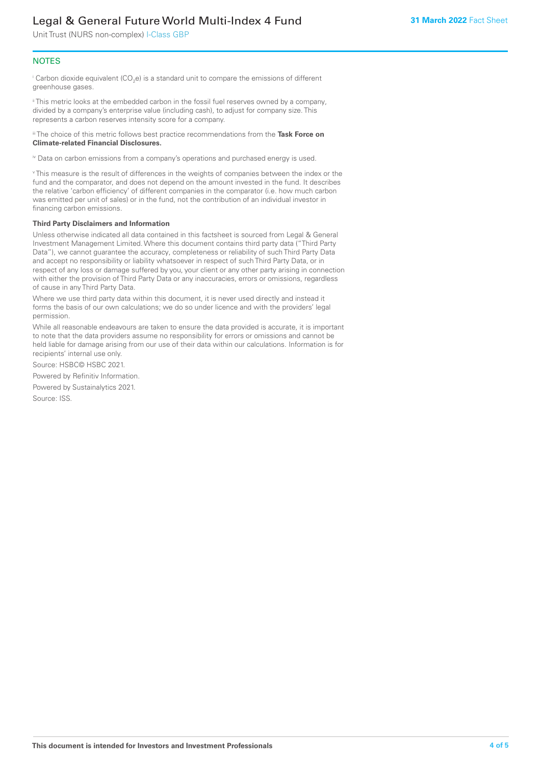## NOTES

[i] Carbon dioxide equivalent ($CO_2e$) is a standard unit to compare the emissions of different greenhouse gases.

[ii] This metric looks at the embedded carbon in the fossil fuel reserves owned by a company, divided by a company's enterprise value (including cash), to adjust for company size. This represents a carbon reserves intensity score for a company.

[iii] The choice of this metric follows best practice recommendations from the **Task Force on Climate-related Financial Disclosures.**

[iv] Data on carbon emissions from a company's operations and purchased energy is used.

[v] This measure is the result of differences in the weights of companies between the index or the fund and the comparator, and does not depend on the amount invested in the fund. It describes the relative 'carbon efficiency' of different companies in the comparator (i.e. how much carbon was emitted per unit of sales) or in the fund, not the contribution of an individual investor in financing carbon emissions.

**Third Party Disclaimers and Information**

Unless otherwise indicated all data contained in this factsheet is sourced from Legal & General Investment Management Limited. Where this document contains third party data ("Third Party Data"), we cannot guarantee the accuracy, completeness or reliability of such Third Party Data and accept no responsibility or liability whatsoever in respect of such Third Party Data, or in respect of any loss or damage suffered by you, your client or any other party arising in connection with either the provision of Third Party Data or any inaccuracies, errors or omissions, regardless of cause in any Third Party Data.

Where we use third party data within this document, it is never used directly and instead it forms the basis of our own calculations; we do so under licence and with the providers' legal permission.

While all reasonable endeavours are taken to ensure the data provided is accurate, it is important to note that the data providers assume no responsibility for errors or omissions and cannot be held liable for damage arising from our use of their data within our calculations. Information is for recipients' internal use only.

Source: HSBC© HSBC 2021.

Powered by Refinitiv Information.

Powered by Sustainalytics 2021.

Source: ISS.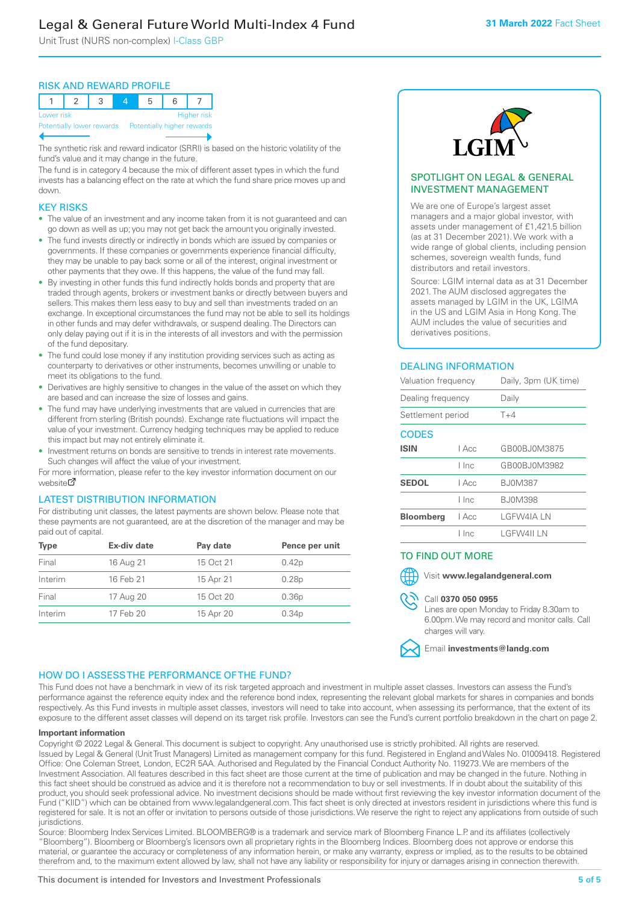# Legal & General Future World Multi-Index 4 Fund

Unit Trust (NURS non-complex) I-Class GBP

31 March 2022 Fact Sheet

## RISK AND REWARD PROFILE

| 1 | 2 | 3 | 4 | 5 | 6 | 7 |
|---|---|---|---|---|---|---|

Lower risk — Higher risk

Potentially lower rewards — Potentially higher rewards

The synthetic risk and reward indicator (SRRI) is based on the historic volatility of the fund's value and it may change in the future.

The fund is in category 4 because the mix of different asset types in which the fund invests has a balancing effect on the rate at which the fund share price moves up and down.

## KEY RISKS

- The value of an investment and any income taken from it is not guaranteed and can go down as well as up; you may not get back the amount you originally invested.
- The fund invests directly or indirectly in bonds which are issued by companies or governments. If these companies or governments experience financial difficulty, they may be unable to pay back some or all of the interest, original investment or other payments that they owe. If this happens, the value of the fund may fall.
- By investing in other funds this fund indirectly holds bonds and property that are traded through agents, brokers or investment banks or directly between buyers and sellers. This makes them less easy to buy and sell than investments traded on an exchange. In exceptional circumstances the fund may not be able to sell its holdings in other funds and may defer withdrawals, or suspend dealing. The Directors can only delay paying out if it is in the interests of all investors and with the permission of the fund depositary.
- The fund could lose money if any institution providing services such as acting as counterparty to derivatives or other instruments, becomes unwilling or unable to meet its obligations to the fund.
- Derivatives are highly sensitive to changes in the value of the asset on which they are based and can increase the size of losses and gains.
- The fund may have underlying investments that are valued in currencies that are different from sterling (British pounds). Exchange rate fluctuations will impact the value of your investment. Currency hedging techniques may be applied to reduce this impact but may not entirely eliminate it.
- Investment returns on bonds are sensitive to trends in interest rate movements. Such changes will affect the value of your investment.

For more information, please refer to the key investor information document on our website

## LATEST DISTRIBUTION INFORMATION

For distributing unit classes, the latest payments are shown below. Please note that these payments are not guaranteed, are at the discretion of the manager and may be paid out of capital.

| Type | Ex-div date | Pay date | Pence per unit |
|---|---|---|---|
| Final | 16 Aug 21 | 15 Oct 21 | 0.42p |
| Interim | 16 Feb 21 | 15 Apr 21 | 0.28p |
| Final | 17 Aug 20 | 15 Oct 20 | 0.36p |
| Interim | 17 Feb 20 | 15 Apr 20 | 0.34p |

LGIM

## SPOTLIGHT ON LEGAL & GENERAL INVESTMENT MANAGEMENT

We are one of Europe's largest asset managers and a major global investor, with assets under management of £1,421.5 billion (as at 31 December 2021). We work with a wide range of global clients, including pension schemes, sovereign wealth funds, fund distributors and retail investors.

Source: LGIM internal data as at 31 December 2021. The AUM disclosed aggregates the assets managed by LGIM in the UK, LGIMA in the US and LGIM Asia in Hong Kong. The AUM includes the value of securities and derivatives positions.

## DEALING INFORMATION

| | |
|---|---|
| Valuation frequency | Daily, 3pm (UK time) |
| Dealing frequency | Daily |
| Settlement period | T+4 |

## CODES

| | | |
|---|---|---|
| **ISIN** | I Acc | GB00BJ0M3875 |
| | I Inc | GB00BJ0M3982 |
| **SEDOL** | I Acc | BJ0M387 |
| | I Inc | BJ0M398 |
| **Bloomberg** | I Acc | LGFW4IA LN |
| | I Inc | LGFW4II LN |

## TO FIND OUT MORE

Visit **www.legalandgeneral.com**

Call **0370 050 0955**
Lines are open Monday to Friday 8.30am to 6.00pm. We may record and monitor calls. Call charges will vary.

Email **investments@landg.com**

## HOW DO I ASSESS THE PERFORMANCE OF THE FUND?

This Fund does not have a benchmark in view of its risk targeted approach and investment in multiple asset classes. Investors can assess the Fund's performance against the reference equity index and the reference bond index, representing the relevant global markets for shares in companies and bonds respectively. As this Fund invests in multiple asset classes, investors will need to take into account, when assessing its performance, that the extent of its exposure to the different asset classes will depend on its target risk profile. Investors can see the Fund's current portfolio breakdown in the chart on page 2.

**Important information**

Copyright © 2022 Legal & General. This document is subject to copyright. Any unauthorised use is strictly prohibited. All rights are reserved.
Issued by Legal & General (Unit Trust Managers) Limited as management company for this fund. Registered in England and Wales No. 01009418. Registered Office: One Coleman Street, London, EC2R 5AA. Authorised and Regulated by the Financial Conduct Authority No. 119273. We are members of the Investment Association. All features described in this fact sheet are those current at the time of publication and may be changed in the future. Nothing in this fact sheet should be construed as advice and it is therefore not a recommendation to buy or sell investments. If in doubt about the suitability of this product, you should seek professional advice. No investment decisions should be made without first reviewing the key investor information document of the Fund ("KIID") which can be obtained from www.legalandgeneral.com. This fact sheet is only directed at investors resident in jurisdictions where this fund is registered for sale. It is not an offer or invitation to persons outside of those jurisdictions. We reserve the right to reject any applications from outside of such jurisdictions.
Source: Bloomberg Index Services Limited. BLOOMBERG® is a trademark and service mark of Bloomberg Finance L.P. and its affiliates (collectively "Bloomberg"). Bloomberg or Bloomberg's licensors own all proprietary rights in the Bloomberg Indices. Bloomberg does not approve or endorse this material, or guarantee the accuracy or completeness of any information herein, or make any warranty, express or implied, as to the results to be obtained therefrom and, to the maximum extent allowed by law, shall not have any liability or responsibility for injury or damages arising in connection therewith.

This document is intended for Investors and Investment Professionals